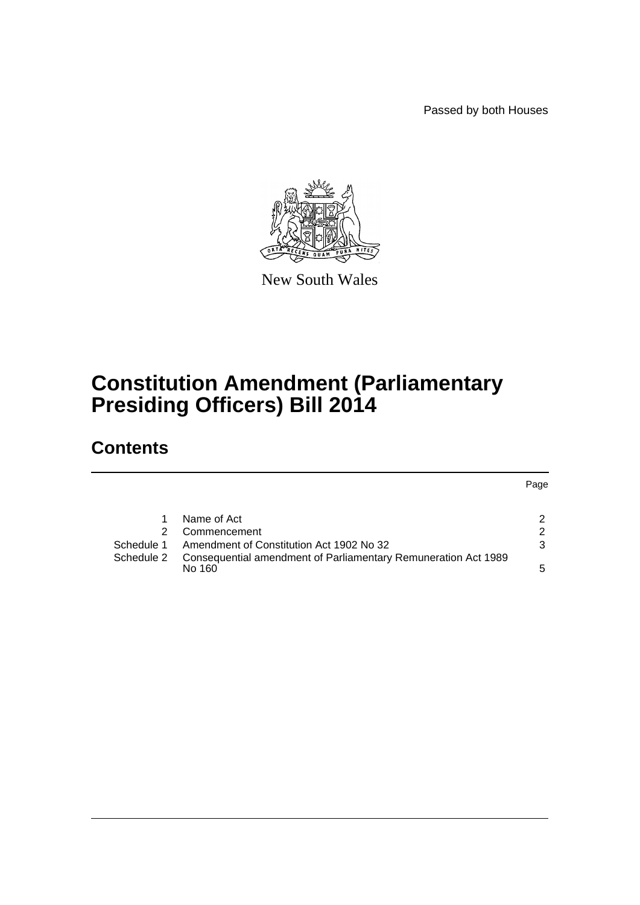Passed by both Houses

New South Wales

# Constitution Amendment (Parliamentary Presiding Officers) Bill 2014

## Contents

| | | Page |
|---|---|---|
| 1 | Name of Act | 2 |
| 2 | Commencement | 2 |
| Schedule 1 | Amendment of Constitution Act 1902 No 32 | 3 |
| Schedule 2 | Consequential amendment of Parliamentary Remuneration Act 1989 No 160 | 5 |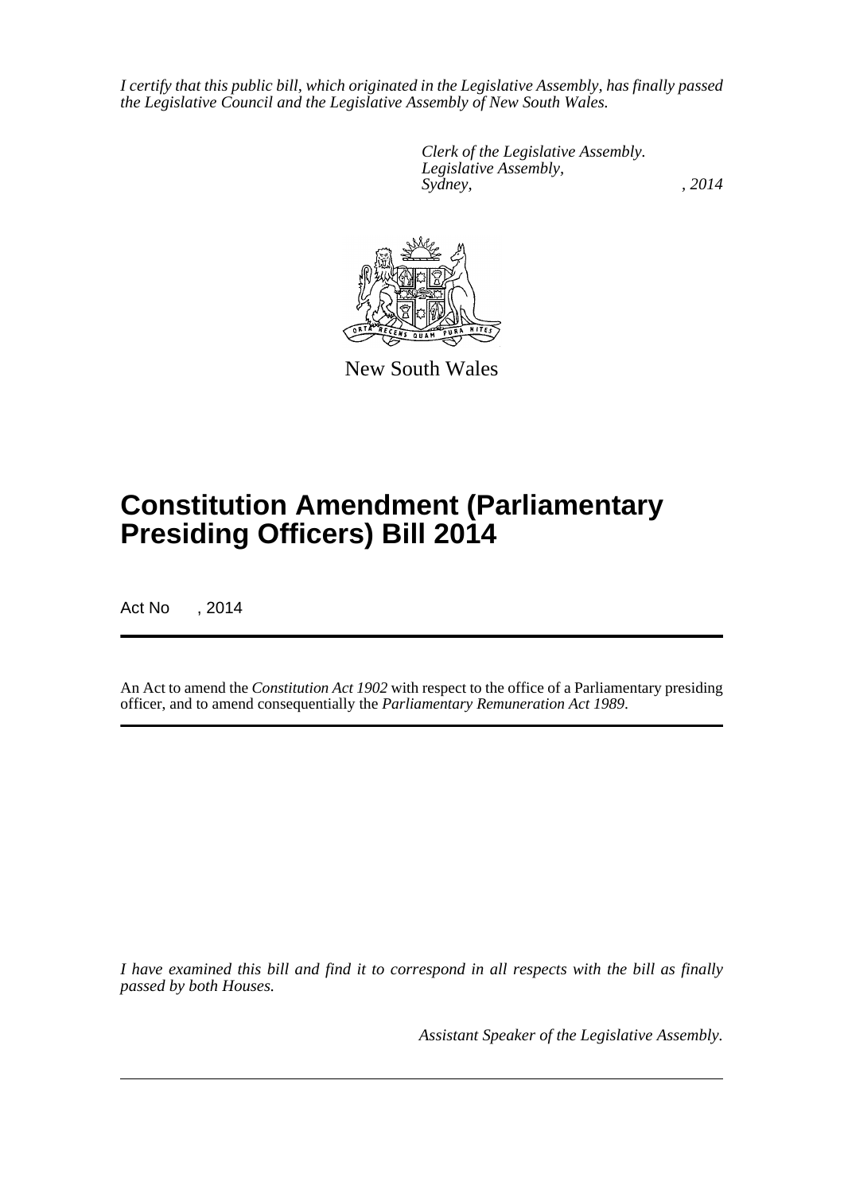*I certify that this public bill, which originated in the Legislative Assembly, has finally passed the Legislative Council and the Legislative Assembly of New South Wales.*

*Clerk of the Legislative Assembly.*
*Legislative Assembly,*
*Sydney, , 2014*

New South Wales

# Constitution Amendment (Parliamentary Presiding Officers) Bill 2014

Act No , 2014

An Act to amend the *Constitution Act 1902* with respect to the office of a Parliamentary presiding officer, and to amend consequentially the *Parliamentary Remuneration Act 1989*.

*I have examined this bill and find it to correspond in all respects with the bill as finally passed by both Houses.*

*Assistant Speaker of the Legislative Assembly.*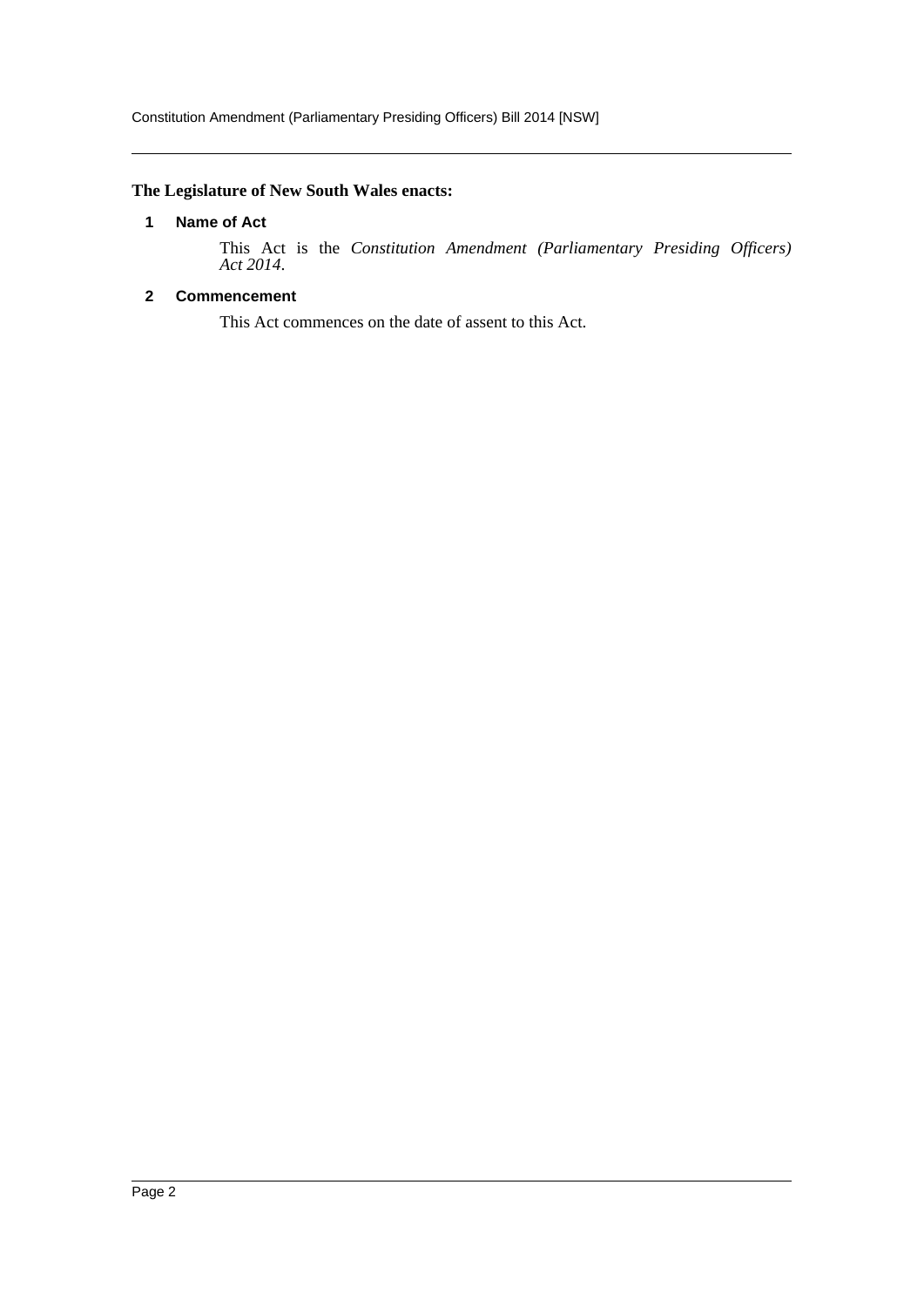**The Legislature of New South Wales enacts:**

### 1 Name of Act

This Act is the *Constitution Amendment (Parliamentary Presiding Officers) Act 2014*.

### 2 Commencement

This Act commences on the date of assent to this Act.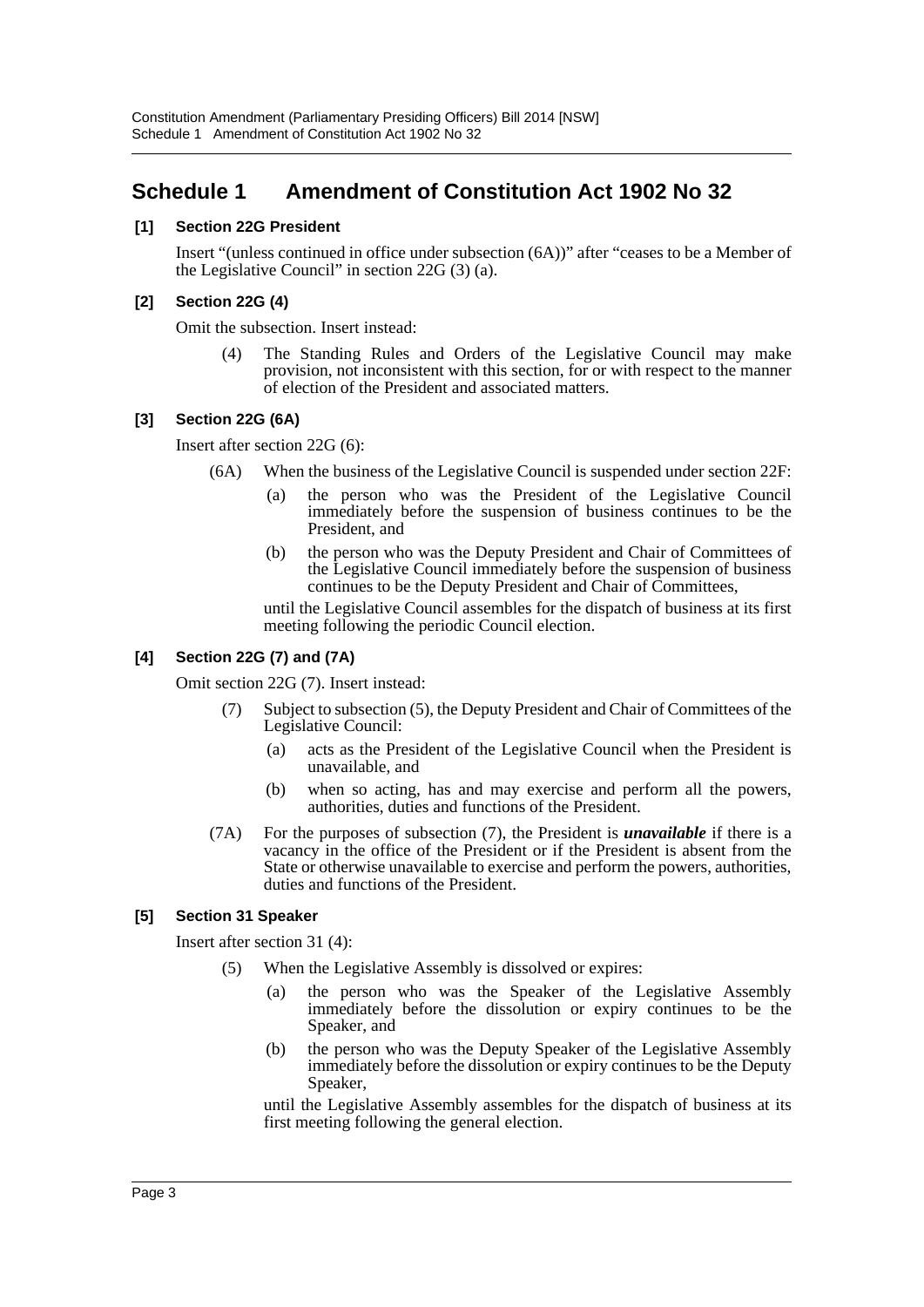# Schedule 1 Amendment of Constitution Act 1902 No 32

### [1] Section 22G President

Insert "(unless continued in office under subsection (6A))" after "ceases to be a Member of the Legislative Council" in section 22G (3) (a).

### [2] Section 22G (4)

Omit the subsection. Insert instead:

> (4) The Standing Rules and Orders of the Legislative Council may make provision, not inconsistent with this section, for or with respect to the manner of election of the President and associated matters.

### [3] Section 22G (6A)

Insert after section 22G (6):

> (6A) When the business of the Legislative Council is suspended under section 22F:
>
> (a) the person who was the President of the Legislative Council immediately before the suspension of business continues to be the President, and
>
> (b) the person who was the Deputy President and Chair of Committees of the Legislative Council immediately before the suspension of business continues to be the Deputy President and Chair of Committees,
>
> until the Legislative Council assembles for the dispatch of business at its first meeting following the periodic Council election.

### [4] Section 22G (7) and (7A)

Omit section 22G (7). Insert instead:

> (7) Subject to subsection (5), the Deputy President and Chair of Committees of the Legislative Council:
>
> (a) acts as the President of the Legislative Council when the President is unavailable, and
>
> (b) when so acting, has and may exercise and perform all the powers, authorities, duties and functions of the President.
>
> (7A) For the purposes of subsection (7), the President is ***unavailable*** if there is a vacancy in the office of the President or if the President is absent from the State or otherwise unavailable to exercise and perform the powers, authorities, duties and functions of the President.

### [5] Section 31 Speaker

Insert after section 31 (4):

> (5) When the Legislative Assembly is dissolved or expires:
>
> (a) the person who was the Speaker of the Legislative Assembly immediately before the dissolution or expiry continues to be the Speaker, and
>
> (b) the person who was the Deputy Speaker of the Legislative Assembly immediately before the dissolution or expiry continues to be the Deputy Speaker,
>
> until the Legislative Assembly assembles for the dispatch of business at its first meeting following the general election.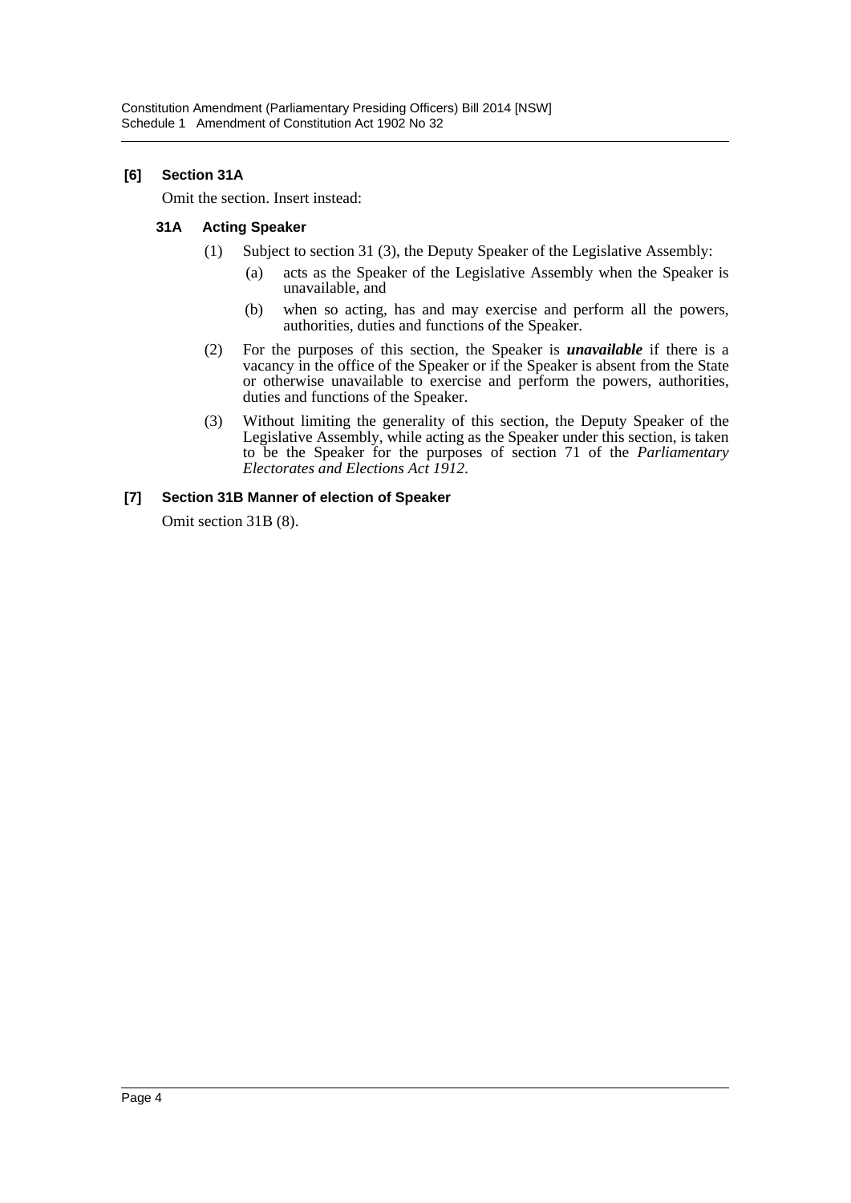### [6] Section 31A

Omit the section. Insert instead:

#### 31A Acting Speaker

(1) Subject to section 31 (3), the Deputy Speaker of the Legislative Assembly:

(a) acts as the Speaker of the Legislative Assembly when the Speaker is unavailable, and

(b) when so acting, has and may exercise and perform all the powers, authorities, duties and functions of the Speaker.

(2) For the purposes of this section, the Speaker is ***unavailable*** if there is a vacancy in the office of the Speaker or if the Speaker is absent from the State or otherwise unavailable to exercise and perform the powers, authorities, duties and functions of the Speaker.

(3) Without limiting the generality of this section, the Deputy Speaker of the Legislative Assembly, while acting as the Speaker under this section, is taken to be the Speaker for the purposes of section 71 of the *Parliamentary Electorates and Elections Act 1912*.

### [7] Section 31B Manner of election of Speaker

Omit section 31B (8).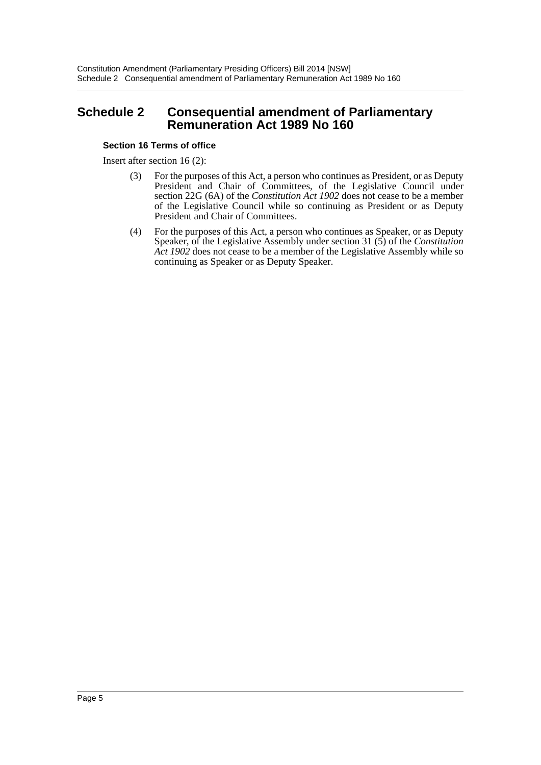# Schedule 2 Consequential amendment of Parliamentary Remuneration Act 1989 No 160

### Section 16 Terms of office

Insert after section 16 (2):

(3) For the purposes of this Act, a person who continues as President, or as Deputy President and Chair of Committees, of the Legislative Council under section 22G (6A) of the *Constitution Act 1902* does not cease to be a member of the Legislative Council while so continuing as President or as Deputy President and Chair of Committees.

(4) For the purposes of this Act, a person who continues as Speaker, or as Deputy Speaker, of the Legislative Assembly under section 31 (5) of the *Constitution Act 1902* does not cease to be a member of the Legislative Assembly while so continuing as Speaker or as Deputy Speaker.